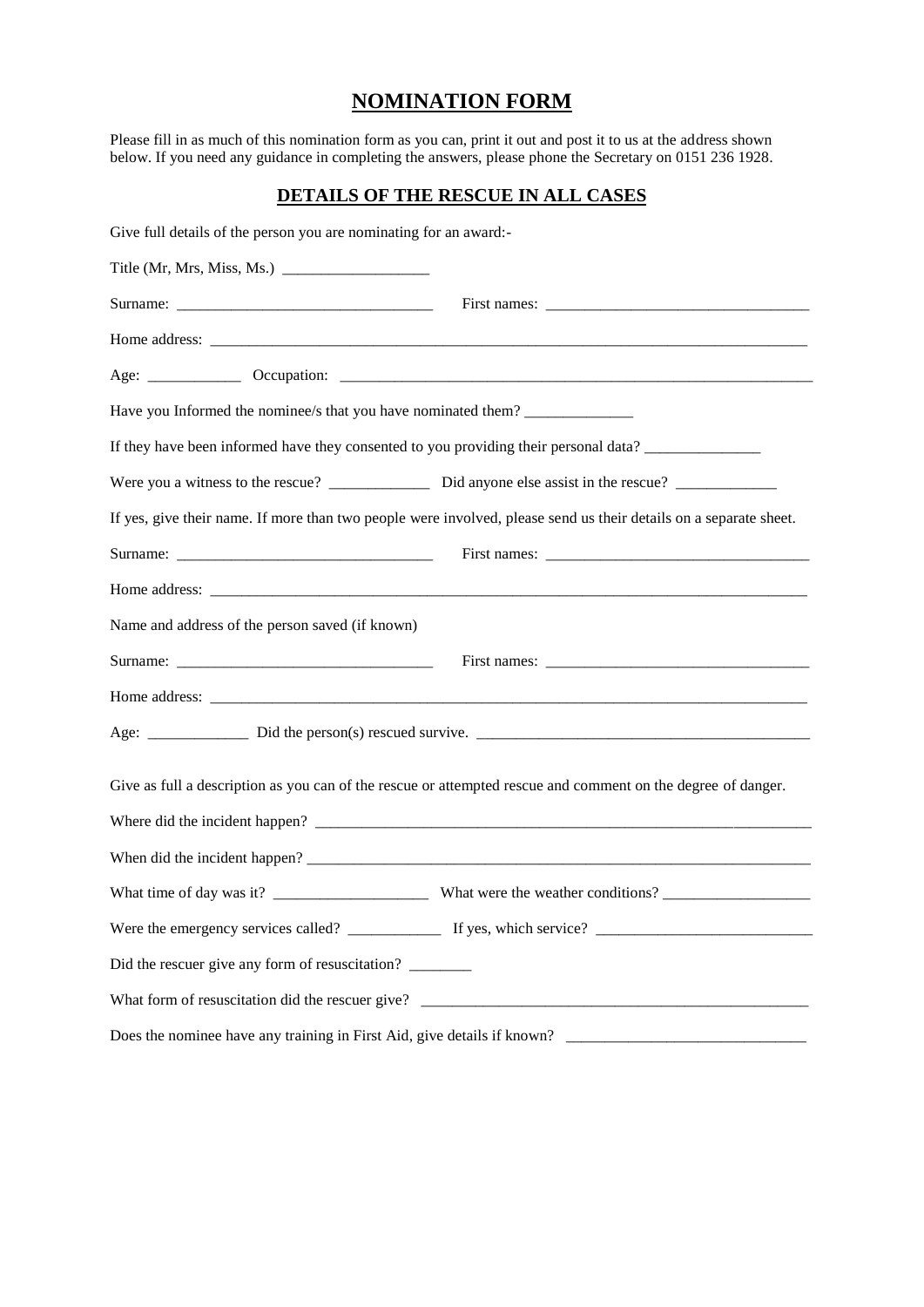# NOMINATION FORM

Please fill in as much of this nomination form as you can, print it out and post it to us at the address shown below. If you need any guidance in completing the answers, please phone the Secretary on 0151 236 1928.

## DETAILS OF THE RESCUE IN ALL CASES

Give full details of the person you are nominating for an award:-

Title (Mr, Mrs, Miss, Ms.) ___________________

Surname: _________________________________ First names: __________________________________

Home address: ________________________________________________________________________________

Age: ____________ Occupation: _________________________________________________________________

Have you Informed the nominee/s that you have nominated them? ______________

If they have been informed have they consented to you providing their personal data? _______________

Were you a witness to the rescue? _____________ Did anyone else assist in the rescue? _____________

If yes, give their name. If more than two people were involved, please send us their details on a separate sheet.

Surname: _________________________________ First names: __________________________________

Home address: ________________________________________________________________________________

Name and address of the person saved (if known)

Surname: _________________________________ First names: __________________________________

Home address: ________________________________________________________________________________

Age: _____________ Did the person(s) rescued survive. ___________________________________________

Give as full a description as you can of the rescue or attempted rescue and comment on the degree of danger.

Where did the incident happen? _________________________________________________________________

When did the incident happen? __________________________________________________________________

What time of day was it? ____________________ What were the weather conditions? ___________________

Were the emergency services called? ____________ If yes, which service? ____________________________

Did the rescuer give any form of resuscitation? ________

What form of resuscitation did the rescuer give? ____________________________________________________

Does the nominee have any training in First Aid, give details if known? _______________________________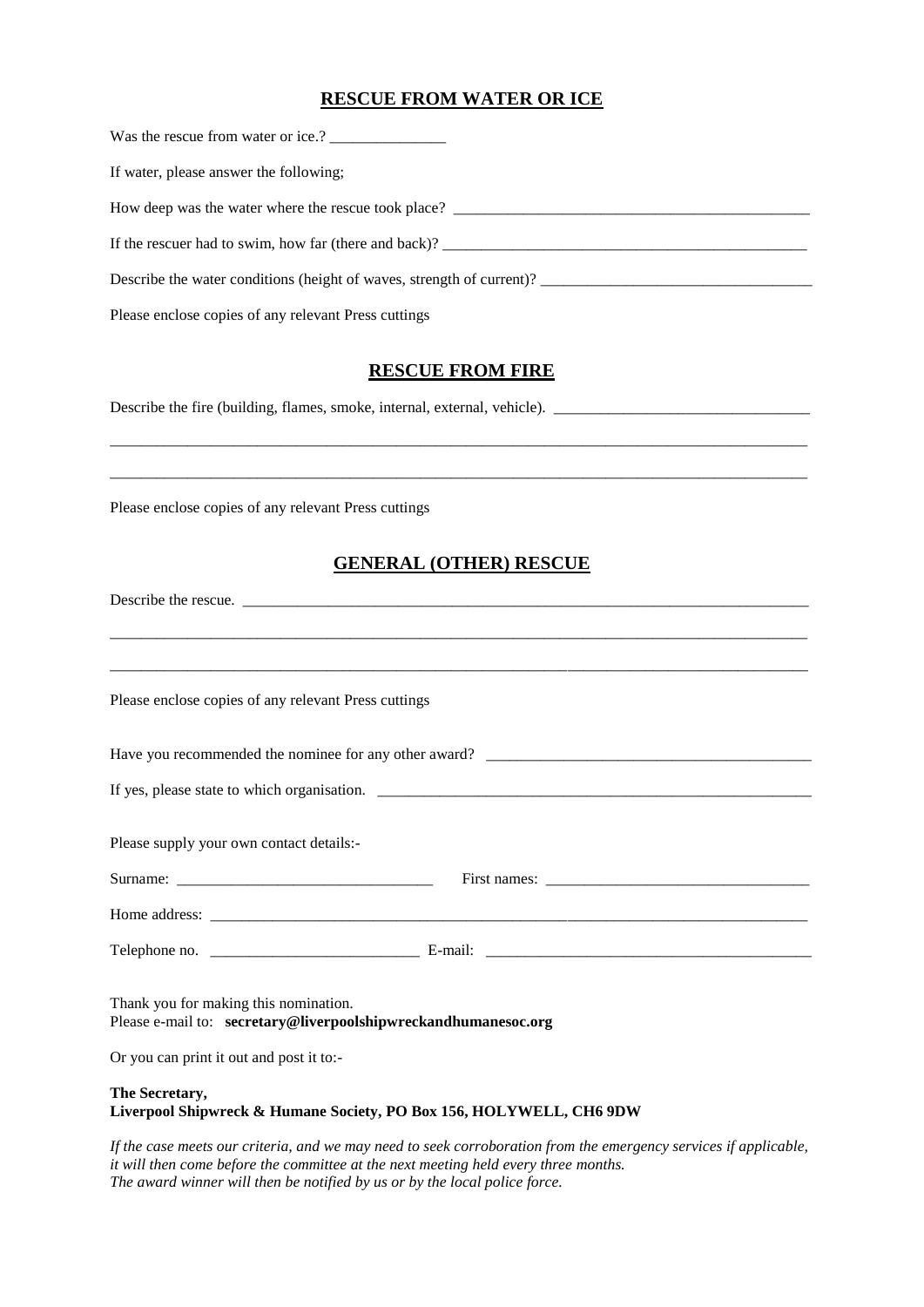## RESCUE FROM WATER OR ICE

Was the rescue from water or ice.? _______________

If water, please answer the following;

How deep was the water where the rescue took place? _______________________________________________

If the rescuer had to swim, how far (there and back)? _________________________________________________

Describe the water conditions (height of waves, strength of current)? ___________________________________

Please enclose copies of any relevant Press cuttings

## RESCUE FROM FIRE

Describe the fire (building, flames, smoke, internal, external, vehicle). _________________________________

_____________________________________________________________________________________________

_____________________________________________________________________________________________

Please enclose copies of any relevant Press cuttings

## GENERAL (OTHER) RESCUE

Describe the rescue. ___________________________________________________________________________

_____________________________________________________________________________________________

_____________________________________________________________________________________________

Please enclose copies of any relevant Press cuttings

Have you recommended the nominee for any other award? ___________________________________________

If yes, please state to which organisation. __________________________________________________________

Please supply your own contact details:-

Surname: _________________________________ First names: __________________________________

Home address: ________________________________________________________________________________

Telephone no. ___________________________ E-mail: ___________________________________________

Thank you for making this nomination.
Please e-mail to: **secretary@liverpoolshipwreckandhumanesoc.org**

Or you can print it out and post it to:-

**The Secretary,**
**Liverpool Shipwreck & Humane Society, PO Box 156, HOLYWELL, CH6 9DW**

*If the case meets our criteria, and we may need to seek corroboration from the emergency services if applicable, it will then come before the committee at the next meeting held every three months.*
*The award winner will then be notified by us or by the local police force.*